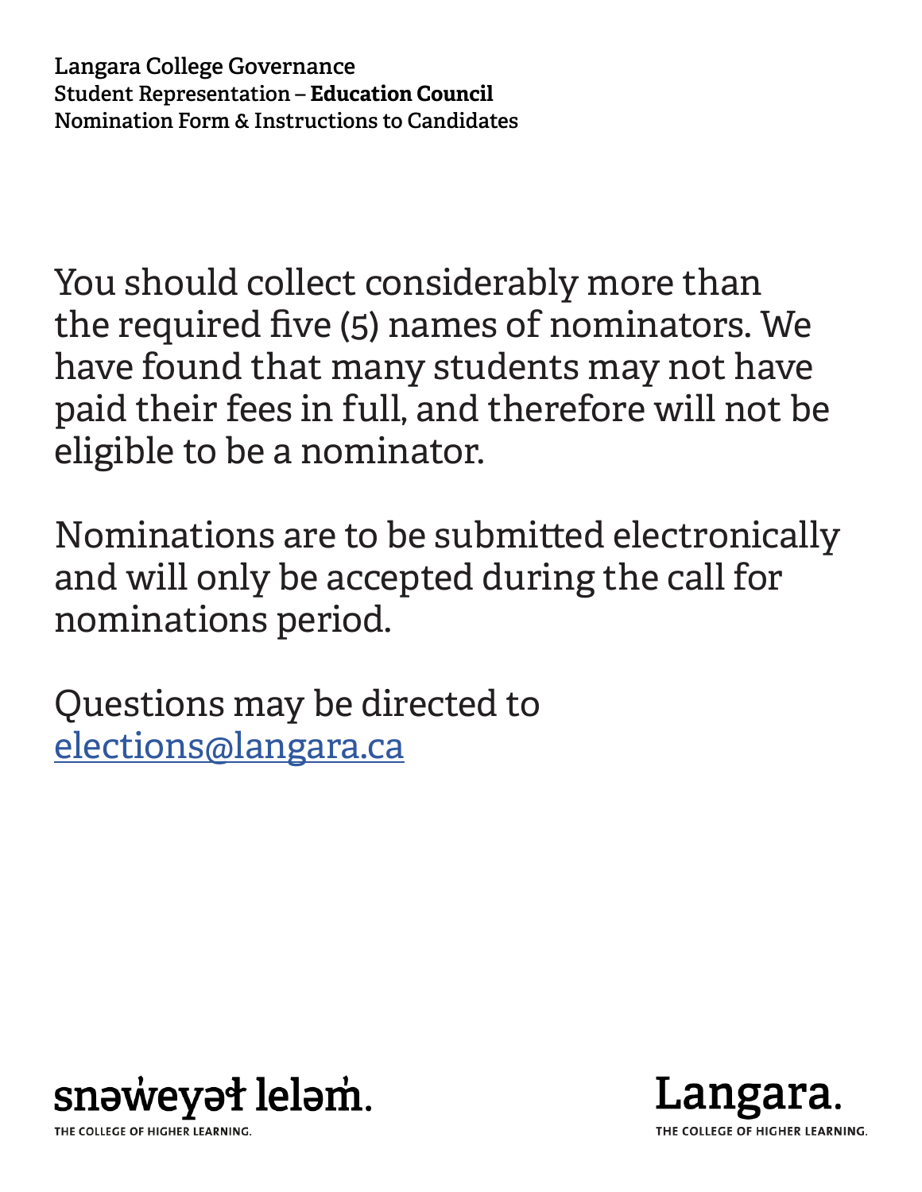Langara College Governance
Student Representation – **Education Council**
Nomination Form & Instructions to Candidates

You should collect considerably more than the required five (5) names of nominators. We have found that many students may not have paid their fees in full, and therefore will not be eligible to be a nominator.

Nominations are to be submitted electronically and will only be accepted during the call for nominations period.

Questions may be directed to [elections@langara.ca](mailto:elections@langara.ca)

snəw̓eyəɬ leləm̓.
THE COLLEGE OF HIGHER LEARNING.

Langara.
THE COLLEGE OF HIGHER LEARNING.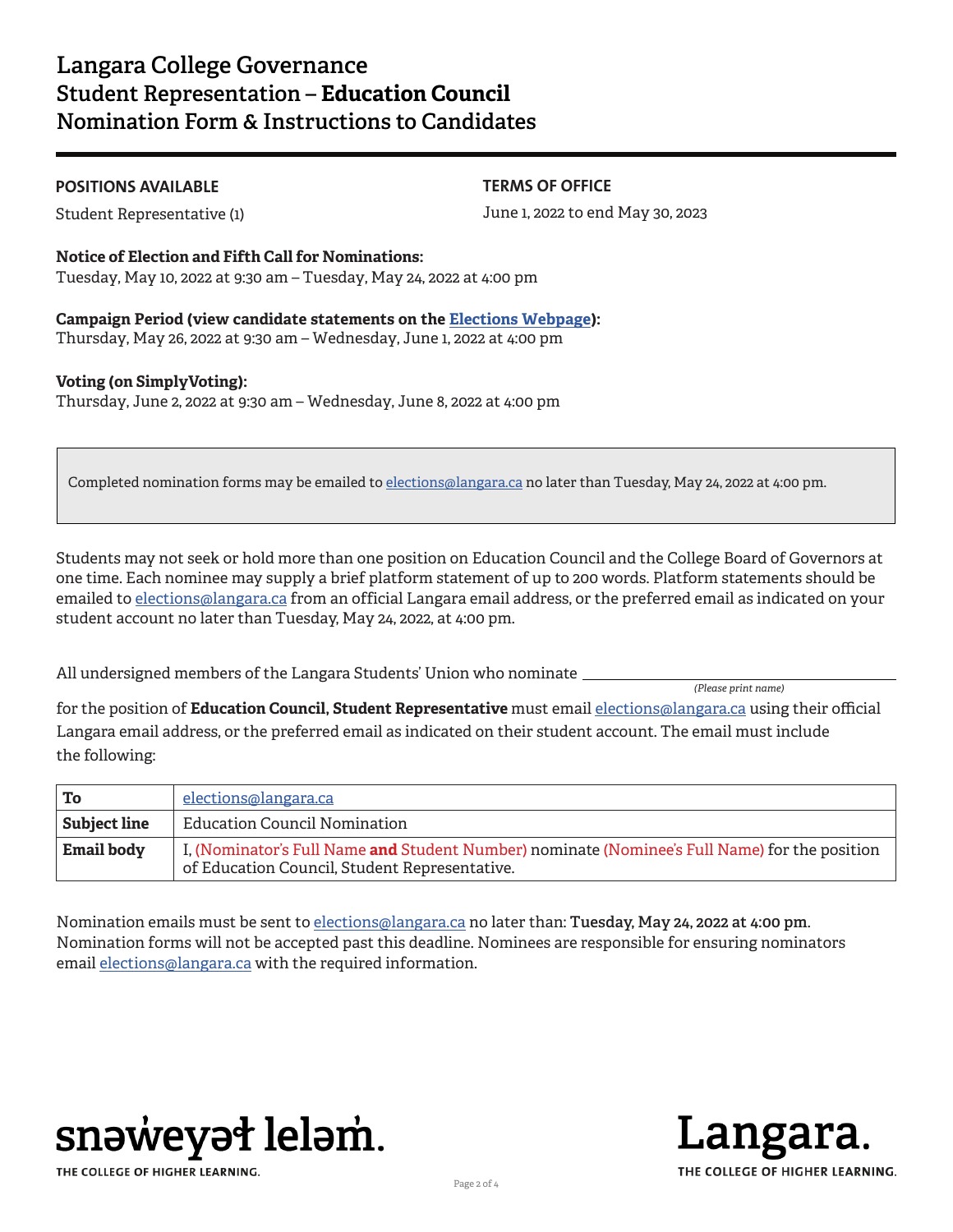# Langara College Governance
# Student Representation – **Education Council**
# Nomination Form & Instructions to Candidates

**POSITIONS AVAILABLE**

Student Representative (1)

**TERMS OF OFFICE**

June 1, 2022 to end May 30, 2023

**Notice of Election and Fifth Call for Nominations:**
Tuesday, May 10, 2022 at 9:30 am – Tuesday, May 24, 2022 at 4:00 pm

**Campaign Period (view candidate statements on the [Elections Webpage](Elections Webpage)):**
Thursday, May 26, 2022 at 9:30 am – Wednesday, June 1, 2022 at 4:00 pm

**Voting (on SimplyVoting):**
Thursday, June 2, 2022 at 9:30 am – Wednesday, June 8, 2022 at 4:00 pm

> Completed nomination forms may be emailed to elections@langara.ca no later than Tuesday, May 24, 2022 at 4:00 pm.

Students may not seek or hold more than one position on Education Council and the College Board of Governors at one time. Each nominee may supply a brief platform statement of up to 200 words. Platform statements should be emailed to elections@langara.ca from an official Langara email address, or the preferred email as indicated on your student account no later than Tuesday, May 24, 2022, at 4:00 pm.

All undersigned members of the Langara Students' Union who nominate ______________________________
*(Please print name)*
for the position of **Education Council, Student Representative** must email elections@langara.ca using their official Langara email address, or the preferred email as indicated on their student account. The email must include the following:

| | |
|---|---|
| **To** | elections@langara.ca |
| **Subject line** | Education Council Nomination |
| **Email body** | I, (Nominator's Full Name **and** Student Number) nominate (Nominee's Full Name) for the position of Education Council, Student Representative. |

Nomination emails must be sent to elections@langara.ca no later than: **Tuesday, May 24, 2022 at 4:00 pm**. Nomination forms will not be accepted past this deadline. Nominees are responsible for ensuring nominators email elections@langara.ca with the required information.

snəw̓eyəɬ leləm̓.
THE COLLEGE OF HIGHER LEARNING.

Langara.
THE COLLEGE OF HIGHER LEARNING.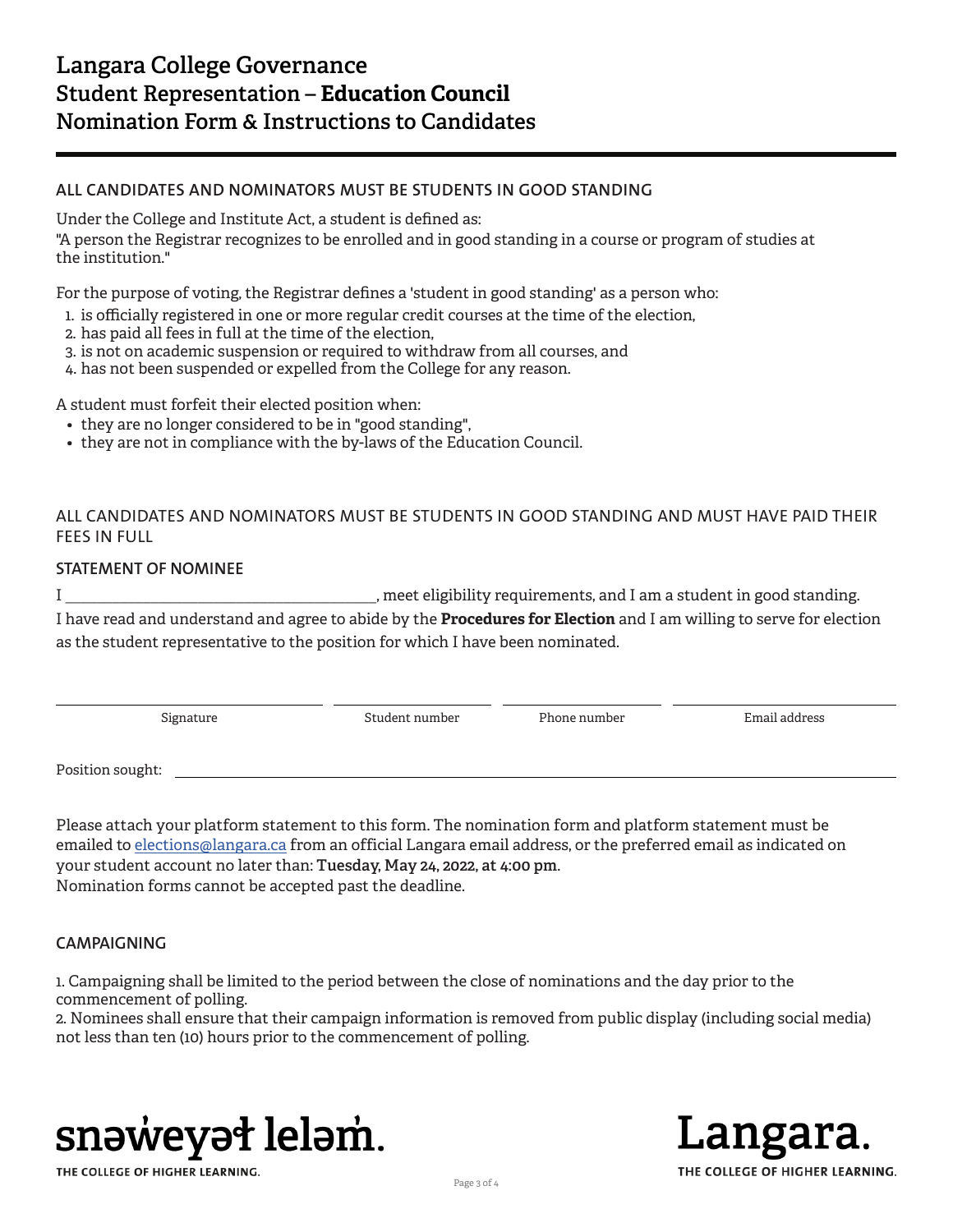# Langara College Governance
# Student Representation – **Education Council**
# Nomination Form & Instructions to Candidates

## ALL CANDIDATES AND NOMINATORS MUST BE STUDENTS IN GOOD STANDING

Under the College and Institute Act, a student is defined as:
"A person the Registrar recognizes to be enrolled and in good standing in a course or program of studies at the institution."

For the purpose of voting, the Registrar defines a 'student in good standing' as a person who:

1. is officially registered in one or more regular credit courses at the time of the election,
2. has paid all fees in full at the time of the election,
3. is not on academic suspension or required to withdraw from all courses, and
4. has not been suspended or expelled from the College for any reason.

A student must forfeit their elected position when:

- they are no longer considered to be in "good standing",
- they are not in compliance with the by-laws of the Education Council.

## ALL CANDIDATES AND NOMINATORS MUST BE STUDENTS IN GOOD STANDING AND MUST HAVE PAID THEIR FEES IN FULL

### STATEMENT OF NOMINEE

I \_\_\_\_\_\_\_\_\_\_\_\_\_\_\_\_\_\_\_\_\_\_\_\_\_\_\_\_\_\_\_\_\_\_\_\_, meet eligibility requirements, and I am a student in good standing. I have read and understand and agree to abide by the **Procedures for Election** and I am willing to serve for election as the student representative to the position for which I have been nominated.

| Signature | Student number | Phone number | Email address |
|---|---|---|---|
| | | | |

Position sought: \_\_\_\_\_\_\_\_\_\_\_\_\_\_\_\_\_\_\_\_\_\_\_\_\_\_\_\_\_\_\_\_\_\_\_\_

Please attach your platform statement to this form. The nomination form and platform statement must be emailed to elections@langara.ca from an official Langara email address, or the preferred email as indicated on your student account no later than: **Tuesday, May 24, 2022, at 4:00 pm**.
Nomination forms cannot be accepted past the deadline.

### CAMPAIGNING

1. Campaigning shall be limited to the period between the close of nominations and the day prior to the commencement of polling.
2. Nominees shall ensure that their campaign information is removed from public display (including social media) not less than ten (10) hours prior to the commencement of polling.

snəw̓eyəɬ leləm̓.
THE COLLEGE OF HIGHER LEARNING.

Langara.
THE COLLEGE OF HIGHER LEARNING.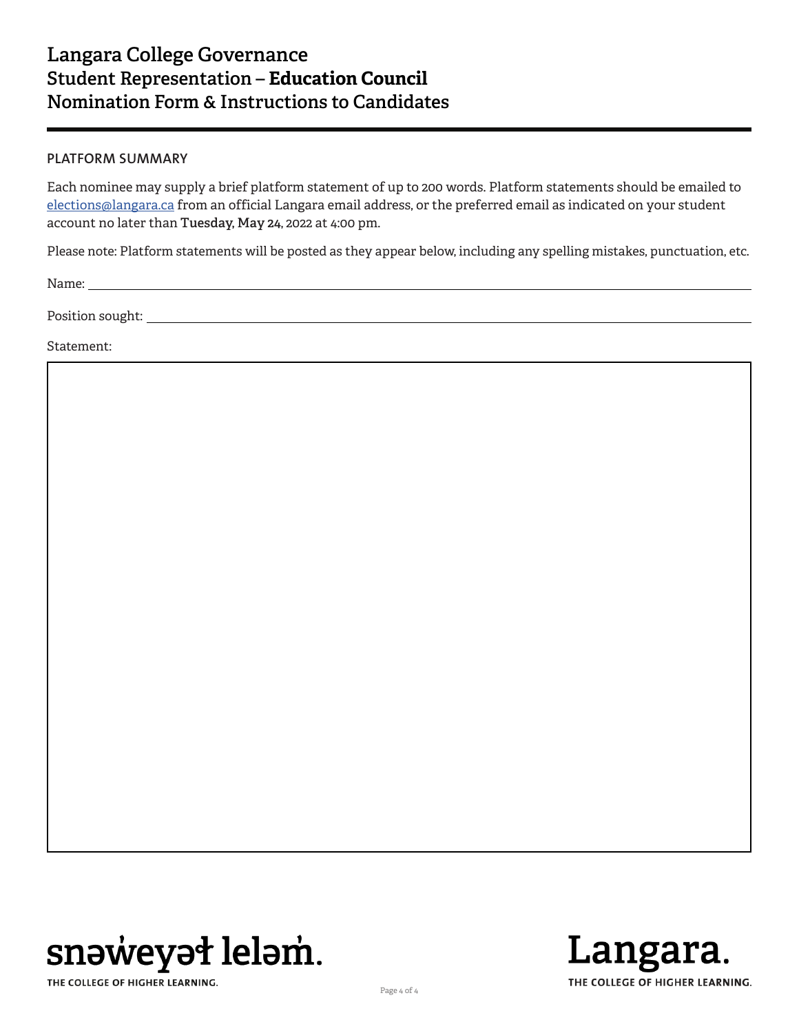# Langara College Governance
# Student Representation – **Education Council**
# Nomination Form & Instructions to Candidates

## PLATFORM SUMMARY

Each nominee may supply a brief platform statement of up to 200 words. Platform statements should be emailed to elections@langara.ca from an official Langara email address, or the preferred email as indicated on your student account no later than **Tuesday, May 24**, 2022 at 4:00 pm.

Please note: Platform statements will be posted as they appear below, including any spelling mistakes, punctuation, etc.

Name: ______________________________

Position sought: ______________________________

Statement:

snəw̓eyəɬ leləm̓.

THE COLLEGE OF HIGHER LEARNING.

Langara.

THE COLLEGE OF HIGHER LEARNING.